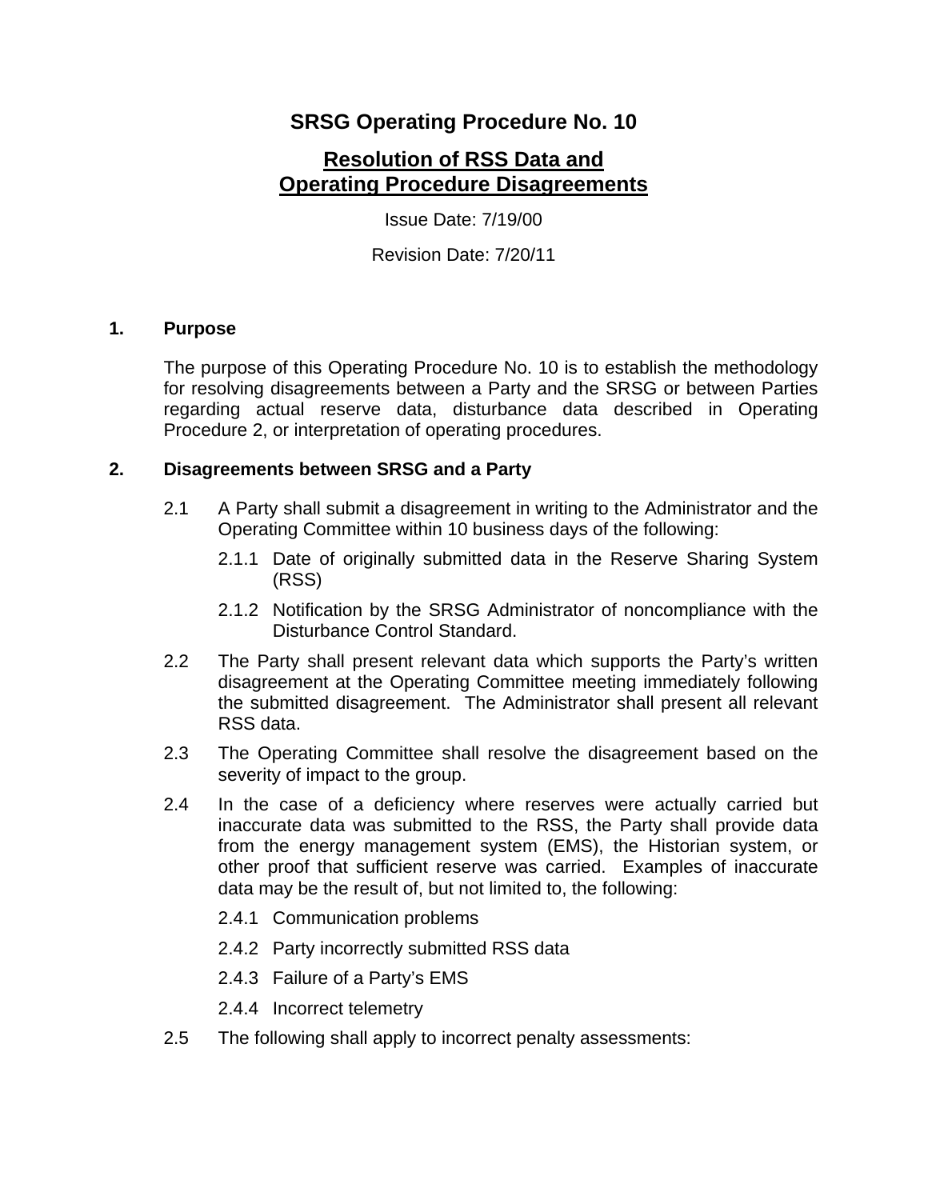# SRSG Operating Procedure No. 10

## Resolution of RSS Data and Operating Procedure Disagreements

Issue Date: 7/19/00

Revision Date: 7/20/11

### 1. Purpose

The purpose of this Operating Procedure No. 10 is to establish the methodology for resolving disagreements between a Party and the SRSG or between Parties regarding actual reserve data, disturbance data described in Operating Procedure 2, or interpretation of operating procedures.

### 2. Disagreements between SRSG and a Party

2.1 A Party shall submit a disagreement in writing to the Administrator and the Operating Committee within 10 business days of the following:

2.1.1 Date of originally submitted data in the Reserve Sharing System (RSS)

2.1.2 Notification by the SRSG Administrator of noncompliance with the Disturbance Control Standard.

2.2 The Party shall present relevant data which supports the Party's written disagreement at the Operating Committee meeting immediately following the submitted disagreement. The Administrator shall present all relevant RSS data.

2.3 The Operating Committee shall resolve the disagreement based on the severity of impact to the group.

2.4 In the case of a deficiency where reserves were actually carried but inaccurate data was submitted to the RSS, the Party shall provide data from the energy management system (EMS), the Historian system, or other proof that sufficient reserve was carried. Examples of inaccurate data may be the result of, but not limited to, the following:

2.4.1 Communication problems

2.4.2 Party incorrectly submitted RSS data

2.4.3 Failure of a Party's EMS

2.4.4 Incorrect telemetry

2.5 The following shall apply to incorrect penalty assessments: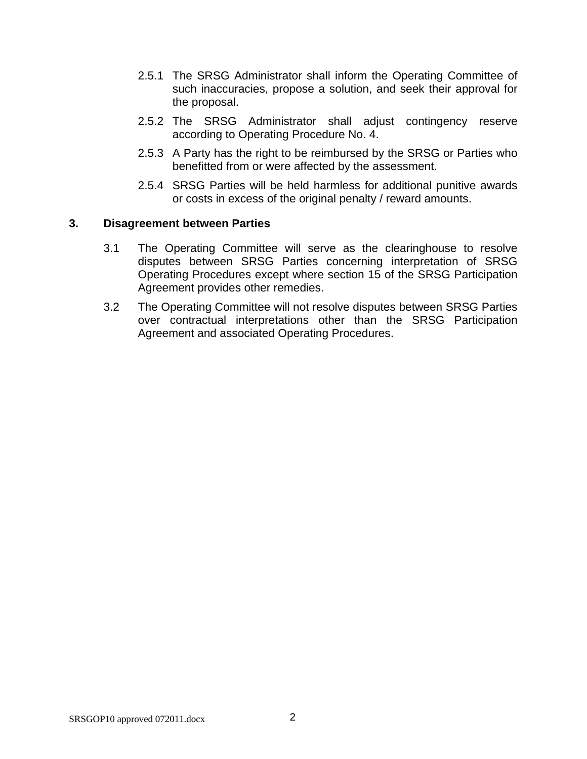2.5.1 The SRSG Administrator shall inform the Operating Committee of such inaccuracies, propose a solution, and seek their approval for the proposal.

2.5.2 The SRSG Administrator shall adjust contingency reserve according to Operating Procedure No. 4.

2.5.3 A Party has the right to be reimbursed by the SRSG or Parties who benefitted from or were affected by the assessment.

2.5.4 SRSG Parties will be held harmless for additional punitive awards or costs in excess of the original penalty / reward amounts.

## 3. Disagreement between Parties

3.1 The Operating Committee will serve as the clearinghouse to resolve disputes between SRSG Parties concerning interpretation of SRSG Operating Procedures except where section 15 of the SRSG Participation Agreement provides other remedies.

3.2 The Operating Committee will not resolve disputes between SRSG Parties over contractual interpretations other than the SRSG Participation Agreement and associated Operating Procedures.